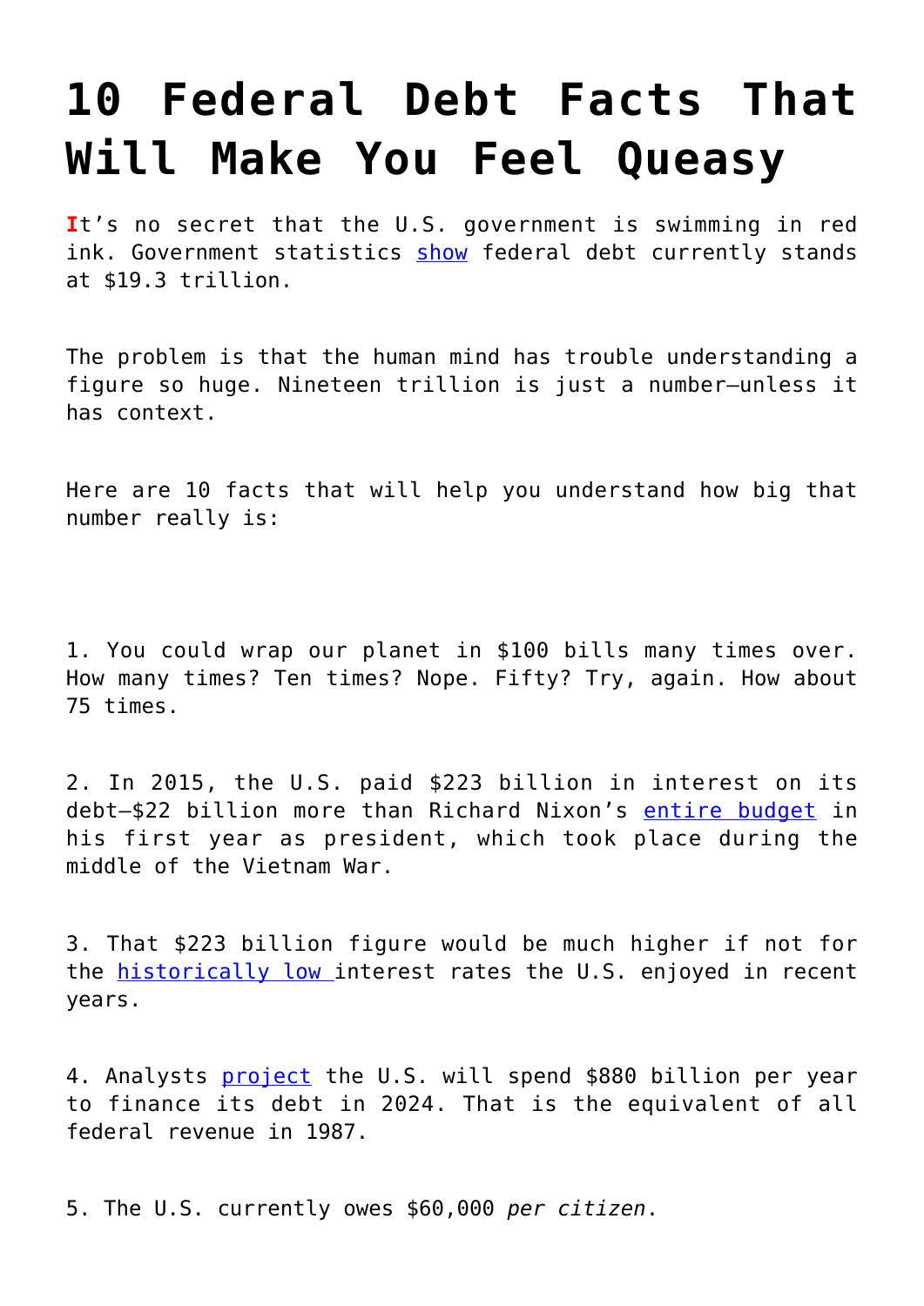# 10 Federal Debt Facts That Will Make You Feel Queasy

It's no secret that the U.S. government is swimming in red ink. Government statistics [show](#) federal debt currently stands at $19.3 trillion.

The problem is that the human mind has trouble understanding a figure so huge. Nineteen trillion is just a number—unless it has context.

Here are 10 facts that will help you understand how big that number really is:

1. You could wrap our planet in $100 bills many times over. How many times? Ten times? Nope. Fifty? Try, again. How about 75 times.

2. In 2015, the U.S. paid $223 billion in interest on its debt—$22 billion more than Richard Nixon's [entire budget](#) in his first year as president, which took place during the middle of the Vietnam War.

3. That $223 billion figure would be much higher if not for the [historically low](#) interest rates the U.S. enjoyed in recent years.

4. Analysts [project](#) the U.S. will spend $880 billion per year to finance its debt in 2024. That is the equivalent of all federal revenue in 1987.

5. The U.S. currently owes $60,000 *per citizen*.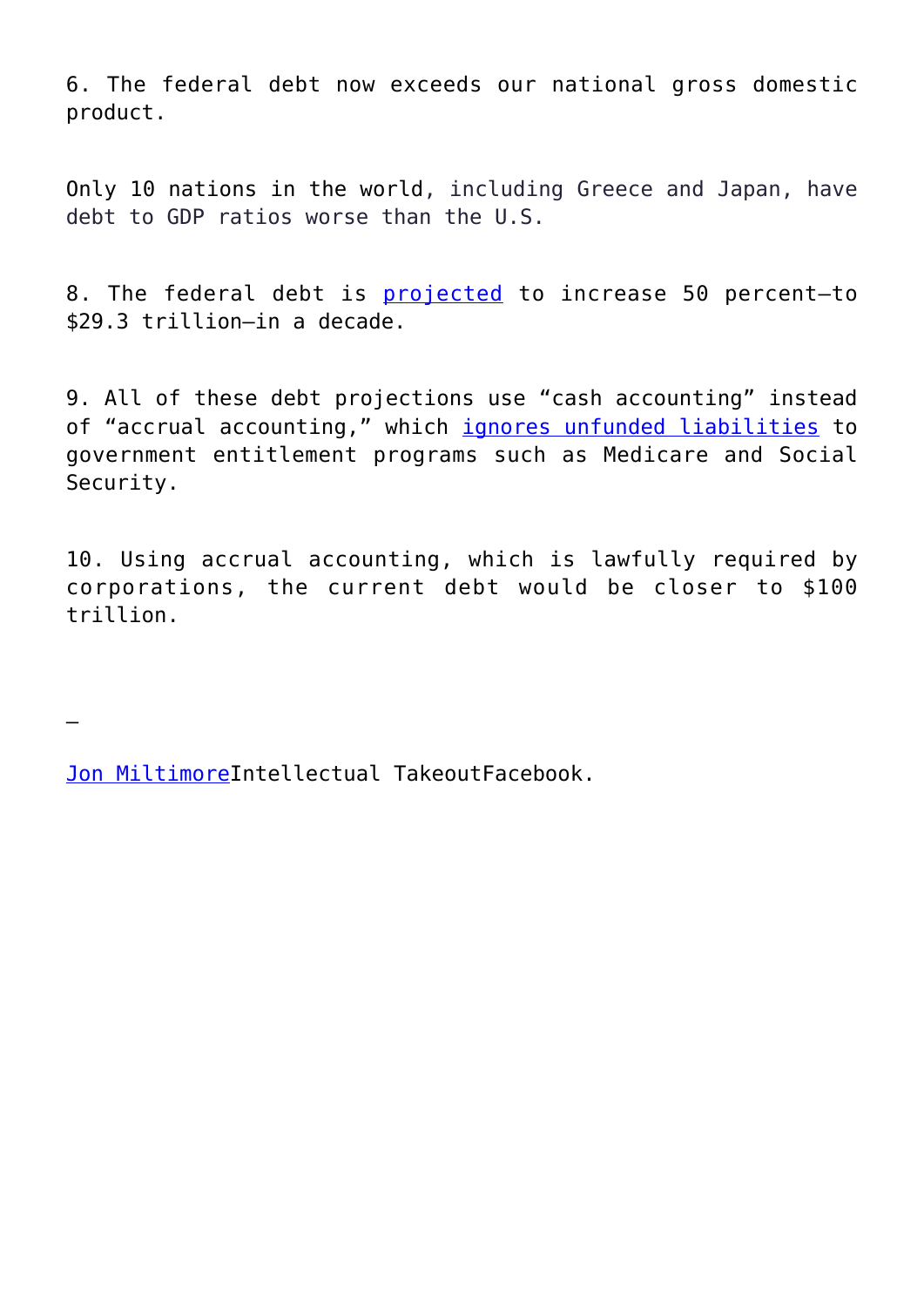6. The federal debt now exceeds our national gross domestic product.

Only 10 nations in the world, including Greece and Japan, have debt to GDP ratios worse than the U.S.

8. The federal debt is projected to increase 50 percent—to $29.3 trillion—in a decade.

9. All of these debt projections use “cash accounting” instead of “accrual accounting,” which ignores unfunded liabilities to government entitlement programs such as Medicare and Social Security.

10. Using accrual accounting, which is lawfully required by corporations, the current debt would be closer to $100 trillion.

—

Jon MiltimoreIntellectual TakeoutFacebook.